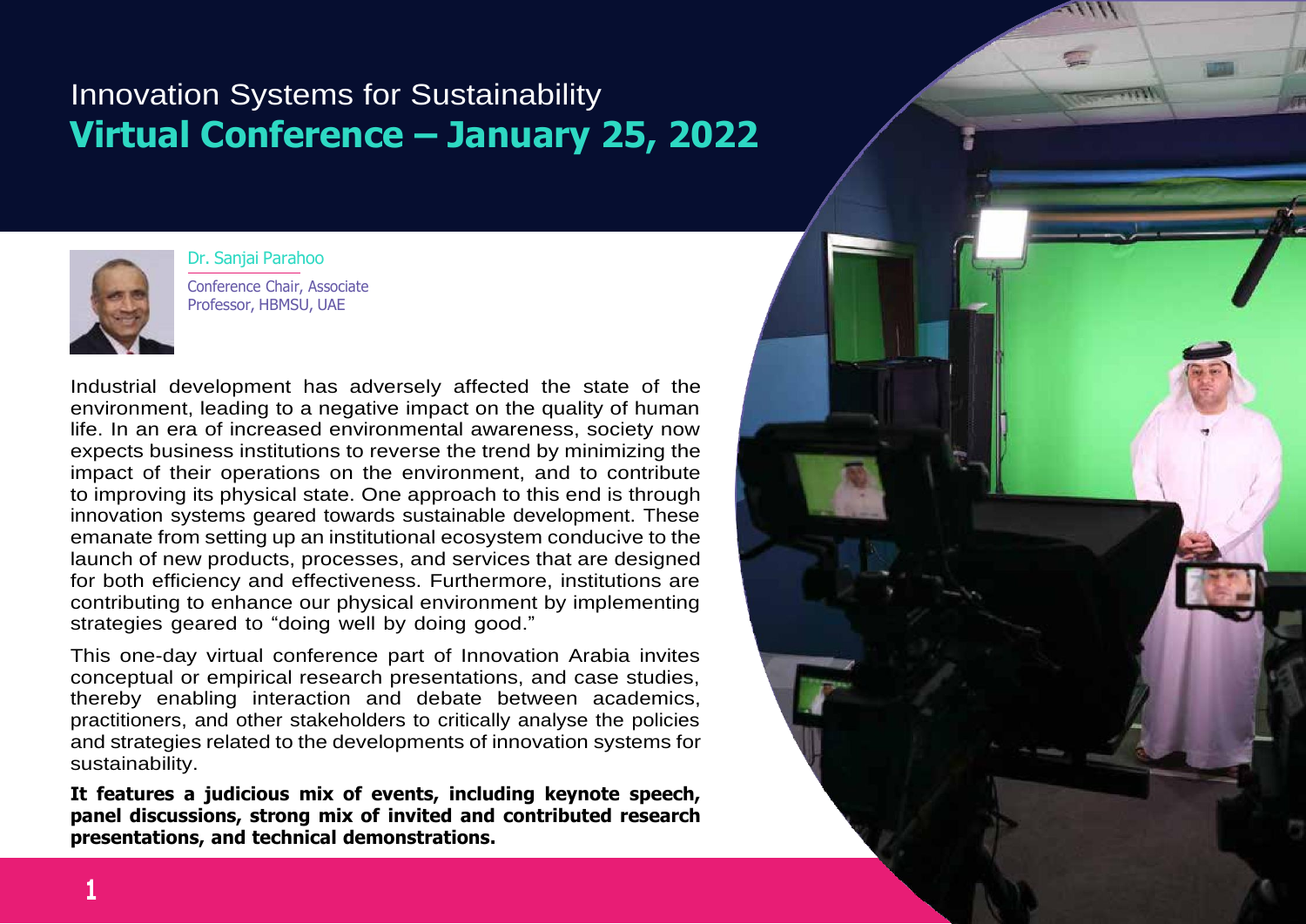# Innovation Systems for Sustainability

## Virtual Conference – January 25, 2022

Dr. Sanjai Parahoo

Conference Chair, Associate Professor, HBMSU, UAE

Industrial development has adversely affected the state of the environment, leading to a negative impact on the quality of human life. In an era of increased environmental awareness, society now expects business institutions to reverse the trend by minimizing the impact of their operations on the environment, and to contribute to improving its physical state. One approach to this end is through innovation systems geared towards sustainable development. These emanate from setting up an institutional ecosystem conducive to the launch of new products, processes, and services that are designed for both efficiency and effectiveness. Furthermore, institutions are contributing to enhance our physical environment by implementing strategies geared to "doing well by doing good."

This one-day virtual conference part of Innovation Arabia invites conceptual or empirical research presentations, and case studies, thereby enabling interaction and debate between academics, practitioners, and other stakeholders to critically analyse the policies and strategies related to the developments of innovation systems for sustainability.

**It features a judicious mix of events, including keynote speech, panel discussions, strong mix of invited and contributed research presentations, and technical demonstrations.**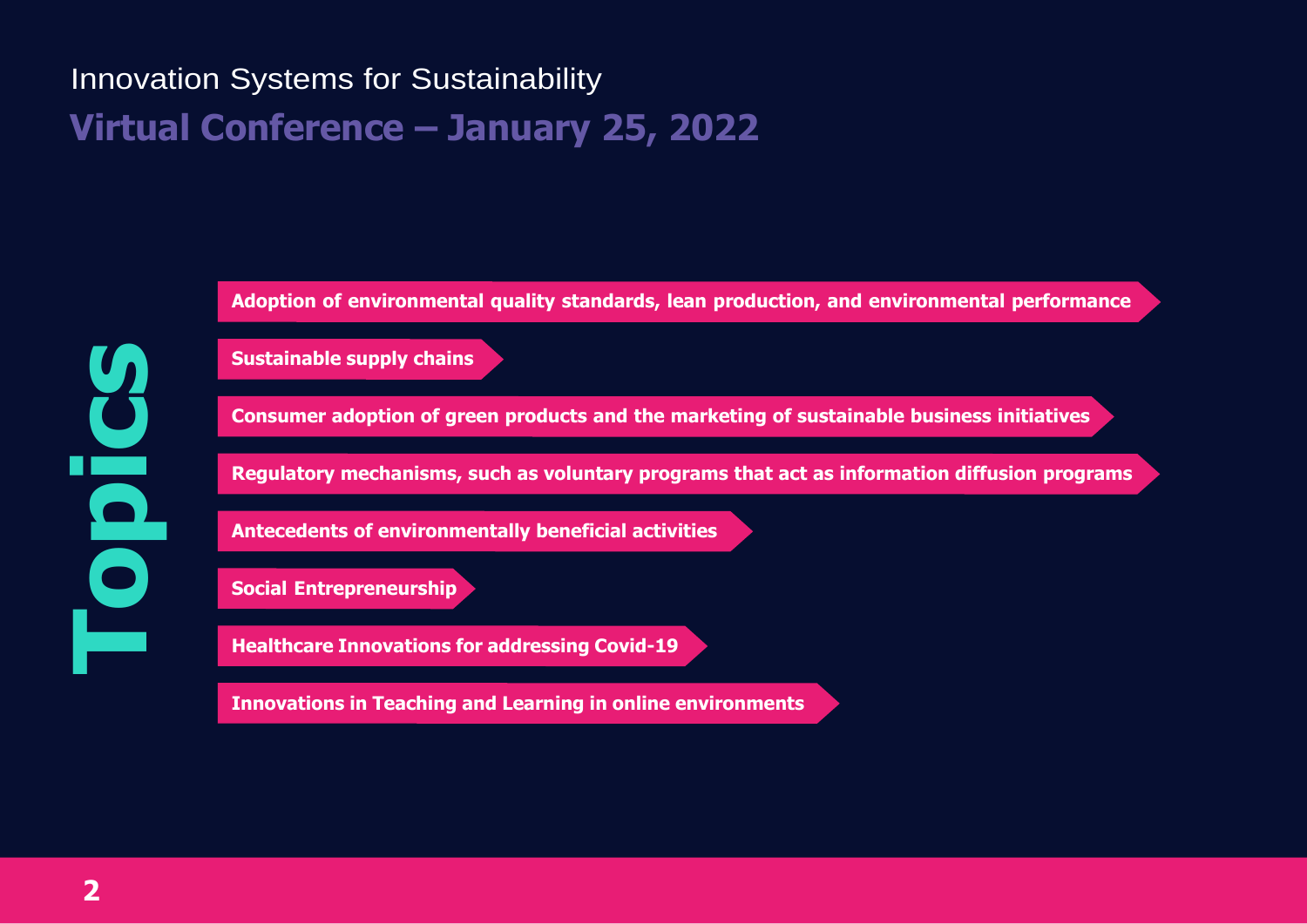Innovation Systems for Sustainability

## Virtual Conference – January 25, 2022

# Topics

- **Adoption of environmental quality standards, lean production, and environmental performance**
- **Sustainable supply chains**
- **Consumer adoption of green products and the marketing of sustainable business initiatives**
- **Regulatory mechanisms, such as voluntary programs that act as information diffusion programs**
- **Antecedents of environmentally beneficial activities**
- **Social Entrepreneurship**
- **Healthcare Innovations for addressing Covid-19**
- **Innovations in Teaching and Learning in online environments**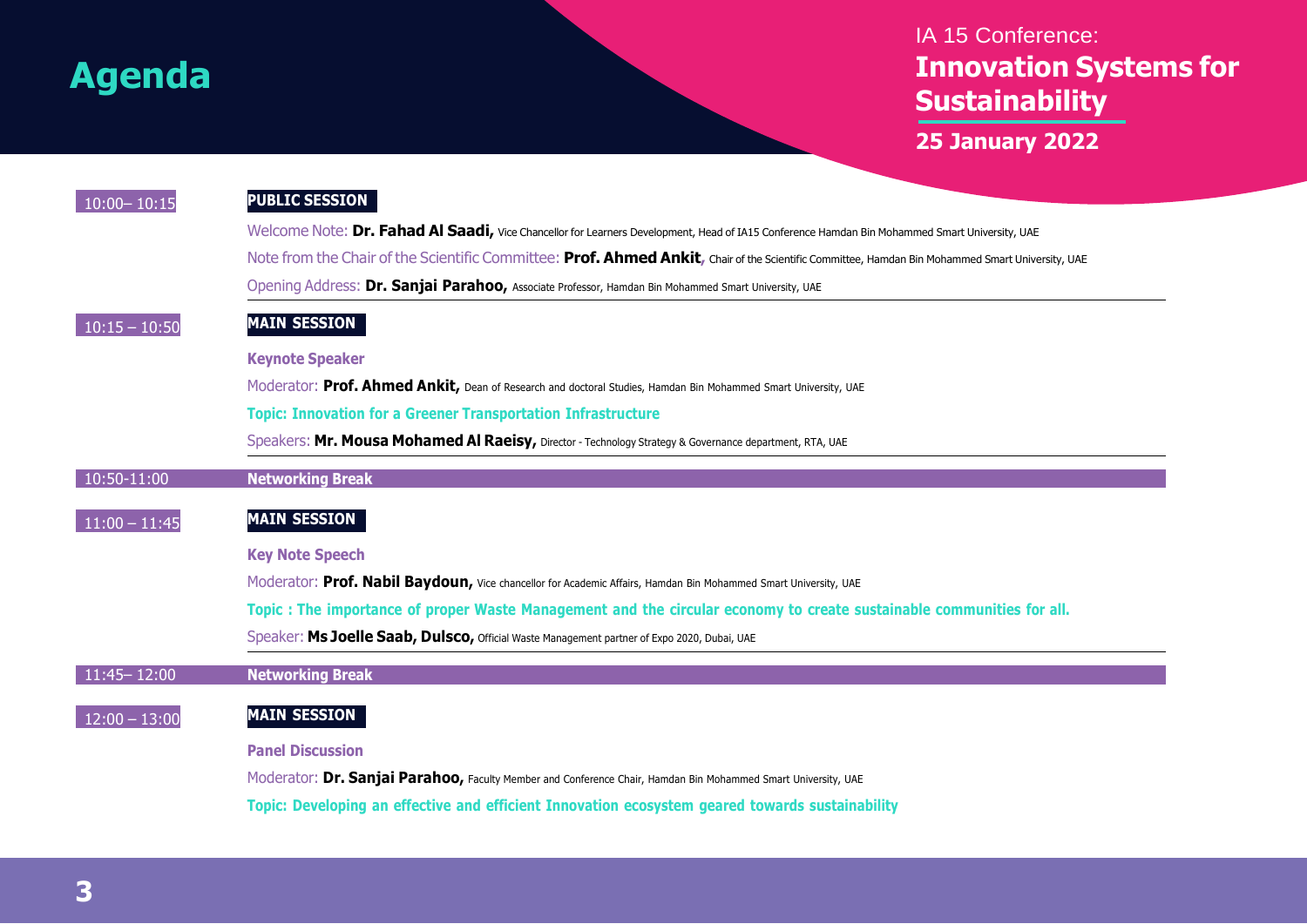# Agenda

IA 15 Conference:

## Innovation Systems for Sustainability

**25 January 2022**

10:00– 10:15

**PUBLIC SESSION**

Welcome Note: **Dr. Fahad Al Saadi,** Vice Chancellor for Learners Development, Head of IA15 Conference Hamdan Bin Mohammed Smart University, UAE

Note from the Chair of the Scientific Committee: **Prof. Ahmed Ankit**, Chair of the Scientific Committee, Hamdan Bin Mohammed Smart University, UAE

Opening Address: **Dr. Sanjai Parahoo,** Associate Professor, Hamdan Bin Mohammed Smart University, UAE

---

10:15 – 10:50

**MAIN SESSION**

**Keynote Speaker**

Moderator: **Prof. Ahmed Ankit,** Dean of Research and doctoral Studies, Hamdan Bin Mohammed Smart University, UAE

**Topic: Innovation for a Greener Transportation Infrastructure**

Speakers: **Mr. Mousa Mohamed Al Raeisy,** Director - Technology Strategy & Governance department, RTA, UAE

---

10:50-11:00 **Networking Break**

11:00 – 11:45

**MAIN SESSION**

**Key Note Speech**

Moderator: **Prof. Nabil Baydoun,** Vice chancellor for Academic Affairs, Hamdan Bin Mohammed Smart University, UAE

**Topic : The importance of proper Waste Management and the circular economy to create sustainable communities for all.**

Speaker: **Ms Joelle Saab, Dulsco,** Official Waste Management partner of Expo 2020, Dubai, UAE

---

11:45– 12:00 **Networking Break**

12:00 – 13:00

**MAIN SESSION**

**Panel Discussion**

Moderator: **Dr. Sanjai Parahoo,** Faculty Member and Conference Chair, Hamdan Bin Mohammed Smart University, UAE

**Topic: Developing an effective and efficient Innovation ecosystem geared towards sustainability**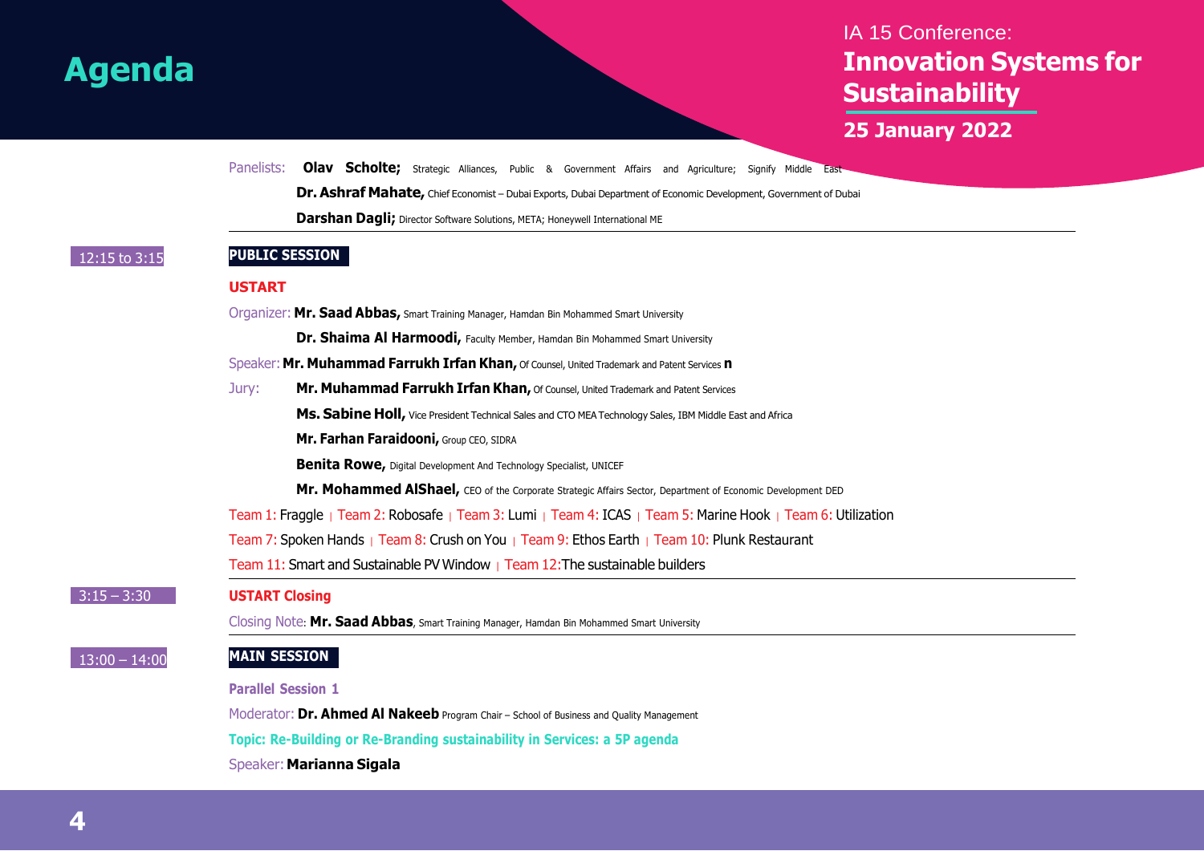# Agenda

IA 15 Conference:
**Innovation Systems for Sustainability**
**25 January 2022**

Panelists: **Olav Scholte;** Strategic Alliances, Public & Government Affairs and Agriculture; Signify Middle East
**Dr. Ashraf Mahate,** Chief Economist – Dubai Exports, Dubai Department of Economic Development, Government of Dubai
**Darshan Dagli;** Director Software Solutions, META; Honeywell International ME

---

12:15 to 3:15

**PUBLIC SESSION**

**USTART**

Organizer: **Mr. Saad Abbas,** Smart Training Manager, Hamdan Bin Mohammed Smart University
**Dr. Shaima Al Harmoodi,** Faculty Member, Hamdan Bin Mohammed Smart University

Speaker: **Mr. Muhammad Farrukh Irfan Khan,** Of Counsel, United Trademark and Patent Services **n**

Jury: **Mr. Muhammad Farrukh Irfan Khan,** Of Counsel, United Trademark and Patent Services
**Ms. Sabine Holl,** Vice President Technical Sales and CTO MEA Technology Sales, IBM Middle East and Africa
**Mr. Farhan Faraidooni,** Group CEO, SIDRA
**Benita Rowe,** Digital Development And Technology Specialist, UNICEF
**Mr. Mohammed AlShael,** CEO of the Corporate Strategic Affairs Sector, Department of Economic Development DED

Team 1: Fraggle | Team 2: Robosafe | Team 3: Lumi | Team 4: ICAS | Team 5: Marine Hook | Team 6: Utilization
Team 7: Spoken Hands | Team 8: Crush on You | Team 9: Ethos Earth | Team 10: Plunk Restaurant
Team 11: Smart and Sustainable PV Window | Team 12:The sustainable builders

---

3:15 – 3:30

**USTART Closing**

Closing Note: **Mr. Saad Abbas**, Smart Training Manager, Hamdan Bin Mohammed Smart University

---

13:00 – 14:00

**MAIN SESSION**

**Parallel Session 1**

Moderator: **Dr. Ahmed Al Nakeeb** Program Chair – School of Business and Quality Management

**Topic: Re-Building or Re-Branding sustainability in Services: a 5P agenda**

Speaker: **Marianna Sigala**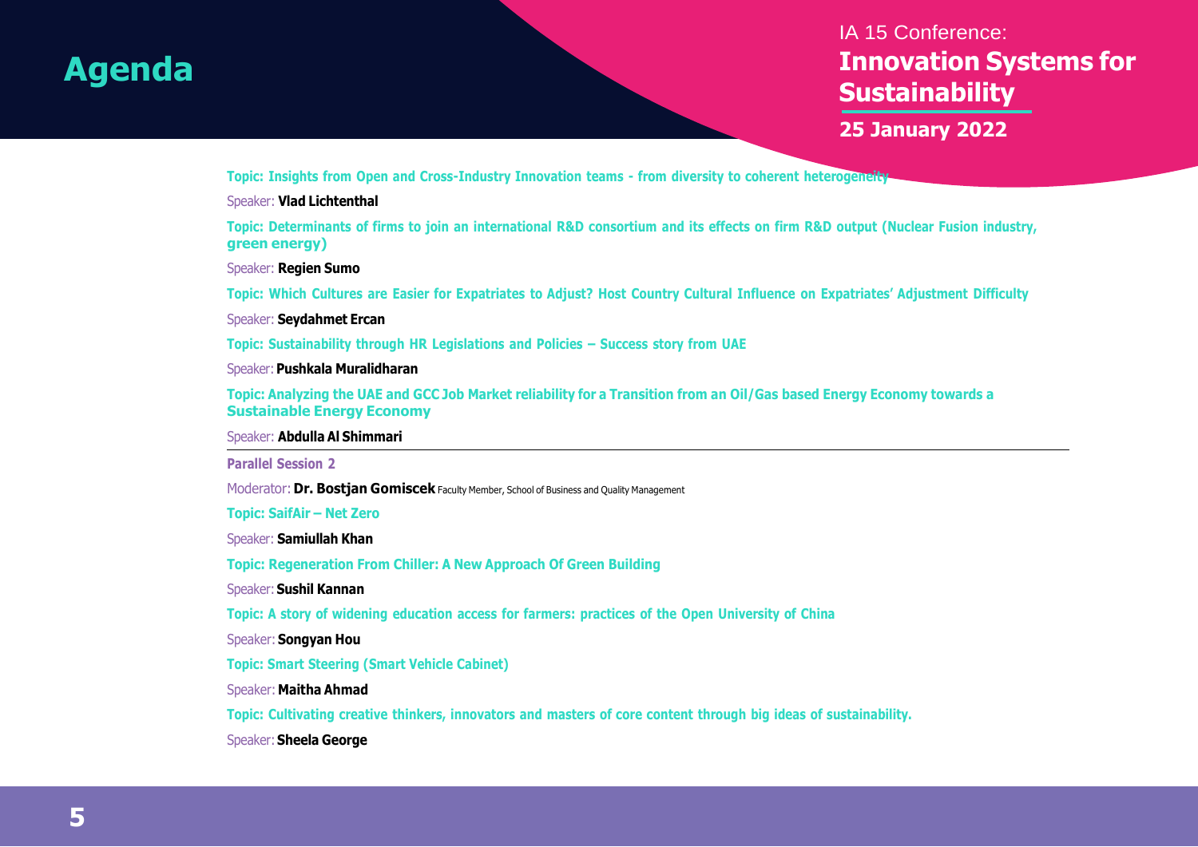# Agenda

IA 15 Conference:
**Innovation Systems for Sustainability**

**25 January 2022**

**Topic: Insights from Open and Cross-Industry Innovation teams - from diversity to coherent heterogeneity**

Speaker: **Vlad Lichtenthal**

**Topic: Determinants of firms to join an international R&D consortium and its effects on firm R&D output (Nuclear Fusion industry, green energy)**

Speaker: **Regien Sumo**

**Topic: Which Cultures are Easier for Expatriates to Adjust? Host Country Cultural Influence on Expatriates' Adjustment Difficulty**

Speaker: **Seydahmet Ercan**

**Topic: Sustainability through HR Legislations and Policies – Success story from UAE**

Speaker: **Pushkala Muralidharan**

**Topic: Analyzing the UAE and GCC Job Market reliability for a Transition from an Oil/Gas based Energy Economy towards a Sustainable Energy Economy**

Speaker: **Abdulla Al Shimmari**

---

**Parallel Session 2**

Moderator: **Dr. Bostjan Gomiscek** Faculty Member, School of Business and Quality Management

**Topic: SaifAir – Net Zero**

Speaker: **Samiullah Khan**

**Topic: Regeneration From Chiller: A New Approach Of Green Building**

Speaker: **Sushil Kannan**

**Topic: A story of widening education access for farmers: practices of the Open University of China**

Speaker: **Songyan Hou**

**Topic: Smart Steering (Smart Vehicle Cabinet)**

Speaker: **Maitha Ahmad**

**Topic: Cultivating creative thinkers, innovators and masters of core content through big ideas of sustainability.**

Speaker: **Sheela George**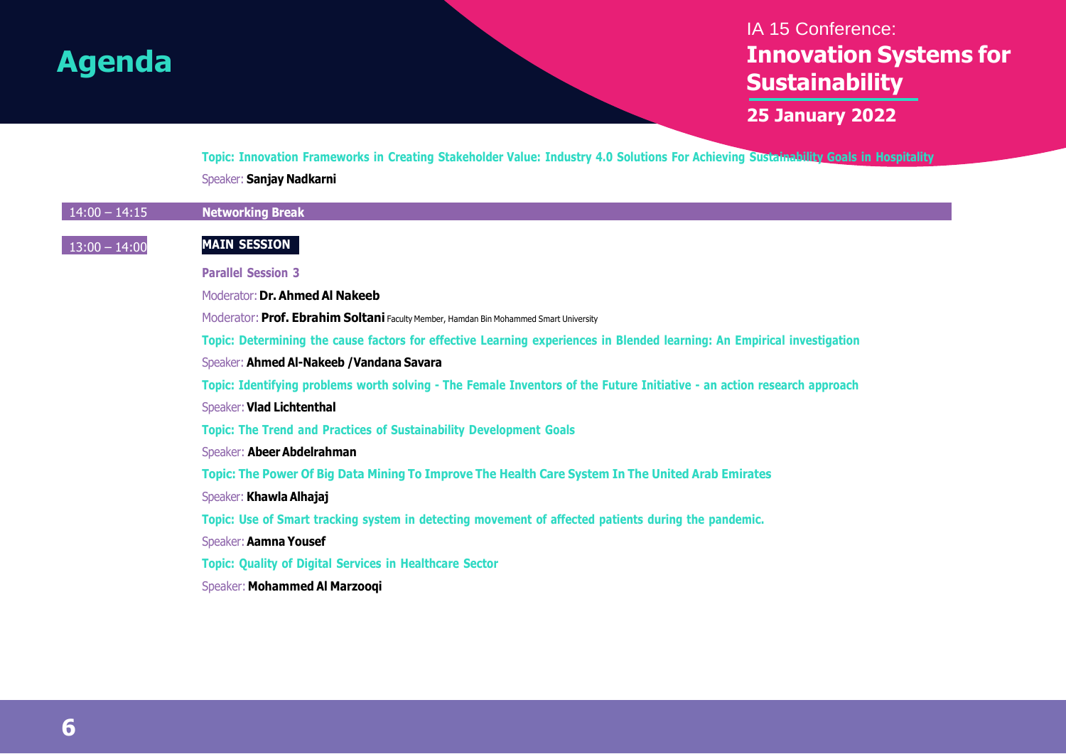# Agenda

IA 15 Conference:
**Innovation Systems for Sustainability**
**25 January 2022**

**Topic: Innovation Frameworks in Creating Stakeholder Value: Industry 4.0 Solutions For Achieving Sustainability Goals in Hospitality**

Speaker: **Sanjay Nadkarni**

14:00 – 14:15 **Networking Break**

13:00 – 14:00 **MAIN SESSION**

**Parallel Session 3**

Moderator: **Dr. Ahmed Al Nakeeb**

Moderator: **Prof. Ebrahim Soltani** Faculty Member, Hamdan Bin Mohammed Smart University

**Topic: Determining the cause factors for effective Learning experiences in Blended learning: An Empirical investigation**

Speaker: **Ahmed Al-Nakeeb /Vandana Savara**

**Topic: Identifying problems worth solving - The Female Inventors of the Future Initiative - an action research approach**

Speaker: **Vlad Lichtenthal**

**Topic: The Trend and Practices of Sustainability Development Goals**

Speaker: **Abeer Abdelrahman**

**Topic: The Power Of Big Data Mining To Improve The Health Care System In The United Arab Emirates**

Speaker: **Khawla Alhajaj**

**Topic: Use of Smart tracking system in detecting movement of affected patients during the pandemic.**

Speaker: **Aamna Yousef**

**Topic: Quality of Digital Services in Healthcare Sector**

Speaker: **Mohammed Al Marzooqi**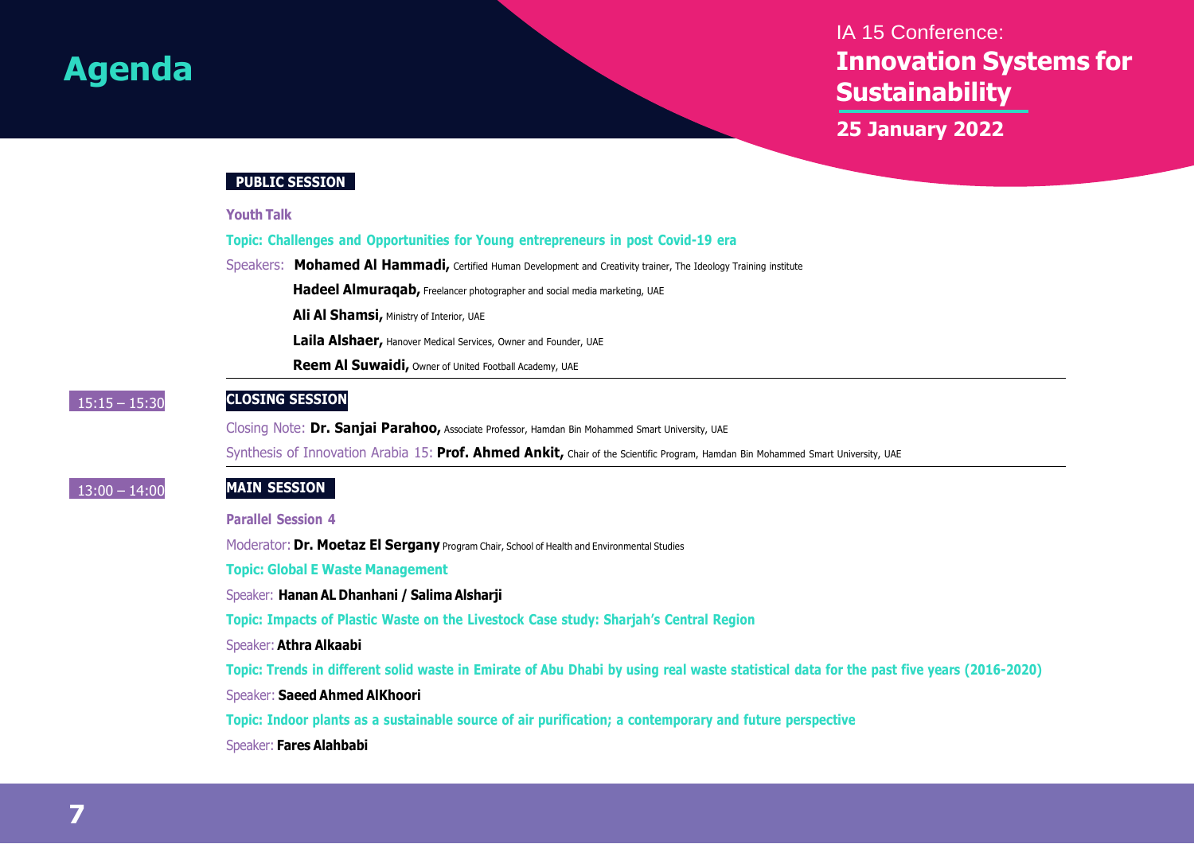# Agenda

IA 15 Conference:
**Innovation Systems for Sustainability**
**25 January 2022**

**PUBLIC SESSION**

**Youth Talk**

**Topic: Challenges and Opportunities for Young entrepreneurs in post Covid-19 era**

Speakers: **Mohamed Al Hammadi,** Certified Human Development and Creativity trainer, The Ideology Training institute

**Hadeel Almuraqab,** Freelancer photographer and social media marketing, UAE

**Ali Al Shamsi,** Ministry of Interior, UAE

**Laila Alshaer,** Hanover Medical Services, Owner and Founder, UAE

**Reem Al Suwaidi,** Owner of United Football Academy, UAE

---

15:15 – 15:30

**CLOSING SESSION**

Closing Note: **Dr. Sanjai Parahoo,** Associate Professor, Hamdan Bin Mohammed Smart University, UAE

Synthesis of Innovation Arabia 15: **Prof. Ahmed Ankit,** Chair of the Scientific Program, Hamdan Bin Mohammed Smart University, UAE

---

13:00 – 14:00

**MAIN SESSION**

**Parallel Session 4**

Moderator: **Dr. Moetaz El Sergany** Program Chair, School of Health and Environmental Studies

**Topic: Global E Waste Management**

Speaker: **Hanan AL Dhanhani / Salima Alsharji**

**Topic: Impacts of Plastic Waste on the Livestock Case study: Sharjah's Central Region**

Speaker: **Athra Alkaabi**

**Topic: Trends in different solid waste in Emirate of Abu Dhabi by using real waste statistical data for the past five years (2016-2020)**

Speaker: **Saeed Ahmed AlKhoori**

**Topic: Indoor plants as a sustainable source of air purification; a contemporary and future perspective**

Speaker: **Fares Alahbabi**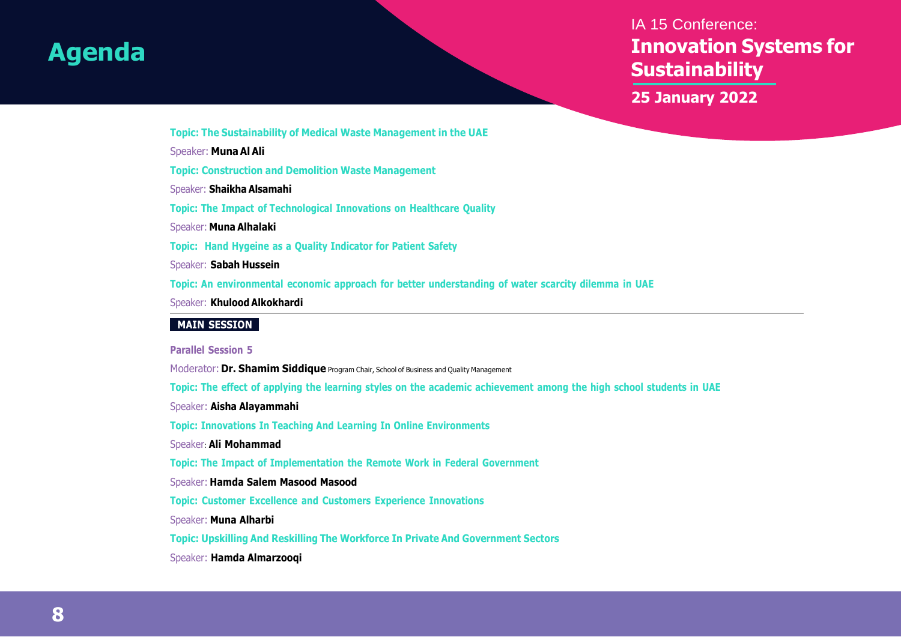# Agenda

IA 15 Conference:
**Innovation Systems for Sustainability**
**25 January 2022**

**Topic: The Sustainability of Medical Waste Management in the UAE**

Speaker: **Muna Al Ali**

**Topic: Construction and Demolition Waste Management**

Speaker: **Shaikha Alsamahi**

**Topic: The Impact of Technological Innovations on Healthcare Quality**

Speaker: **Muna Alhalaki**

**Topic: Hand Hygeine as a Quality Indicator for Patient Safety**

Speaker: **Sabah Hussein**

**Topic: An environmental economic approach for better understanding of water scarcity dilemma in UAE**

Speaker: **Khulood Alkokhardi**

---

## MAIN SESSION

### Parallel Session 5

Moderator: **Dr. Shamim Siddique** Program Chair, School of Business and Quality Management

**Topic: The effect of applying the learning styles on the academic achievement among the high school students in UAE**

Speaker: **Aisha Alayammahi**

**Topic: Innovations In Teaching And Learning In Online Environments**

Speaker: **Ali Mohammad**

**Topic: The Impact of Implementation the Remote Work in Federal Government**

Speaker: **Hamda Salem Masood Masood**

**Topic: Customer Excellence and Customers Experience Innovations**

Speaker: **Muna Alharbi**

**Topic: Upskilling And Reskilling The Workforce In Private And Government Sectors**

Speaker: **Hamda Almarzooqi**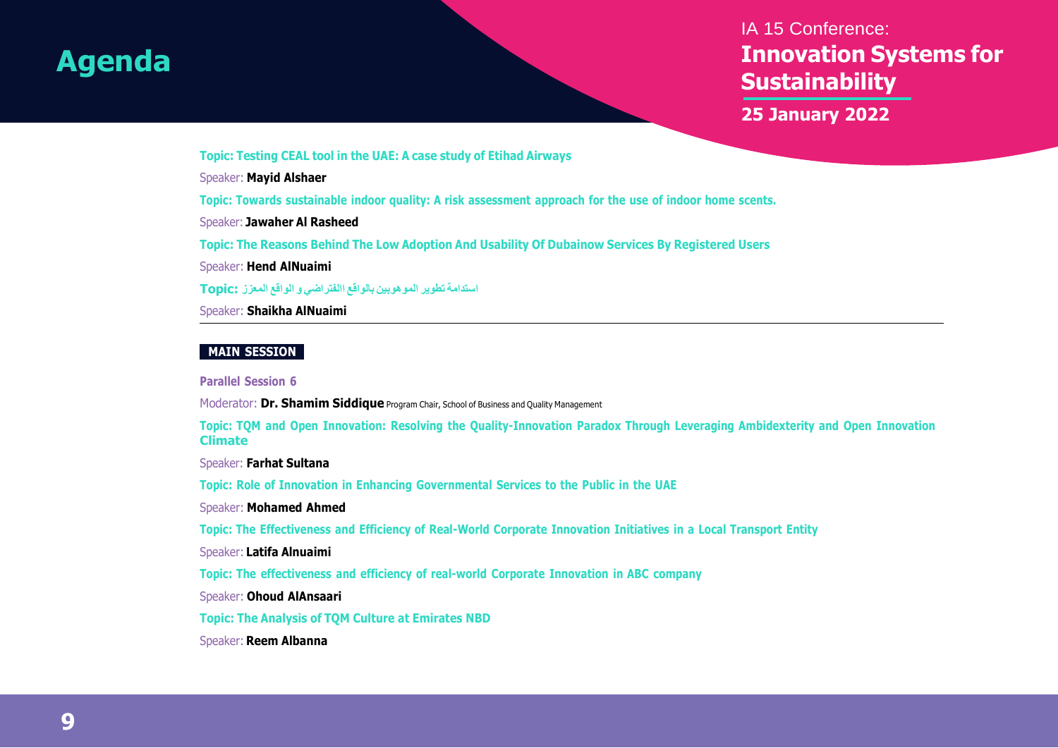# Agenda

IA 15 Conference:
**Innovation Systems for Sustainability**
**25 January 2022**

**Topic: Testing CEAL tool in the UAE: A case study of Etihad Airways**

Speaker: **Mayid Alshaer**

**Topic: Towards sustainable indoor quality: A risk assessment approach for the use of indoor home scents.**

Speaker: **Jawaher Al Rasheed**

**Topic: The Reasons Behind The Low Adoption And Usability Of Dubainow Services By Registered Users**

Speaker: **Hend AlNuaimi**

**Topic:** استدامة تطوير الموهوبين بالواقع الافتراضي و الواقع المعزز

Speaker: **Shaikha AlNuaimi**

---

**MAIN SESSION**

**Parallel Session 6**

Moderator: **Dr. Shamim Siddique** Program Chair, School of Business and Quality Management

**Topic: TQM and Open Innovation: Resolving the Quality-Innovation Paradox Through Leveraging Ambidexterity and Open Innovation Climate**

Speaker: **Farhat Sultana**

**Topic: Role of Innovation in Enhancing Governmental Services to the Public in the UAE**

Speaker: **Mohamed Ahmed**

**Topic: The Effectiveness and Efficiency of Real-World Corporate Innovation Initiatives in a Local Transport Entity**

Speaker: **Latifa Alnuaimi**

**Topic: The effectiveness and efficiency of real-world Corporate Innovation in ABC company**

Speaker: **Ohoud AlAnsaari**

**Topic: The Analysis of TQM Culture at Emirates NBD**

Speaker: **Reem Albanna**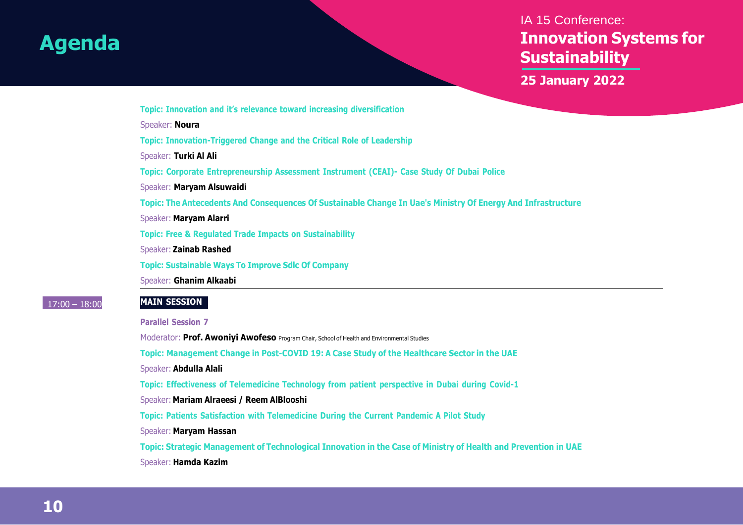# Agenda

IA 15 Conference:
**Innovation Systems for Sustainability**

**25 January 2022**

**Topic: Innovation and it's relevance toward increasing diversification**

Speaker: **Noura**

**Topic: Innovation-Triggered Change and the Critical Role of Leadership**

Speaker: **Turki Al Ali**

**Topic: Corporate Entrepreneurship Assessment Instrument (CEAI)- Case Study Of Dubai Police**

Speaker: **Maryam Alsuwaidi**

**Topic: The Antecedents And Consequences Of Sustainable Change In Uae's Ministry Of Energy And Infrastructure**

Speaker: **Maryam Alarri**

**Topic: Free & Regulated Trade Impacts on Sustainability**

Speaker: **Zainab Rashed**

**Topic: Sustainable Ways To Improve Sdlc Of Company**

Speaker: **Ghanim Alkaabi**

---

17:00 – 18:00 **MAIN SESSION**

**Parallel Session 7**

Moderator: **Prof. Awoniyi Awofeso** Program Chair, School of Health and Environmental Studies

**Topic: Management Change in Post-COVID 19: A Case Study of the Healthcare Sector in the UAE**

Speaker: **Abdulla Alali**

**Topic: Effectiveness of Telemedicine Technology from patient perspective in Dubai during Covid-1**

Speaker: **Mariam Alraeesi / Reem AlBlooshi**

**Topic: Patients Satisfaction with Telemedicine During the Current Pandemic A Pilot Study**

Speaker: **Maryam Hassan**

**Topic: Strategic Management of Technological Innovation in the Case of Ministry of Health and Prevention in UAE**

Speaker: **Hamda Kazim**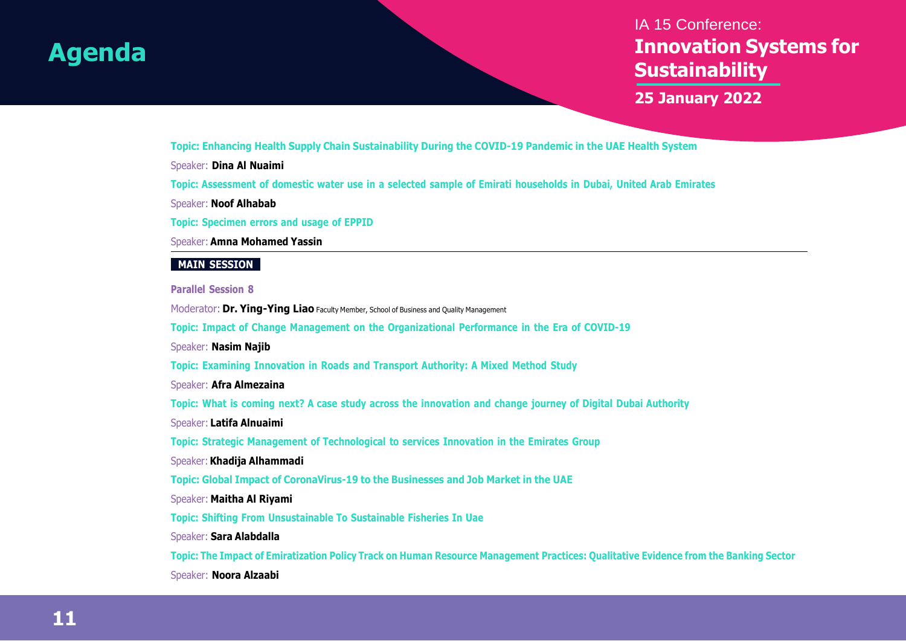# Agenda

IA 15 Conference:
**Innovation Systems for Sustainability**
**25 January 2022**

**Topic: Enhancing Health Supply Chain Sustainability During the COVID-19 Pandemic in the UAE Health System**

Speaker: **Dina Al Nuaimi**

**Topic: Assessment of domestic water use in a selected sample of Emirati households in Dubai, United Arab Emirates**

Speaker: **Noof Alhabab**

**Topic: Specimen errors and usage of EPPID**

Speaker: **Amna Mohamed Yassin**

---

**MAIN SESSION**

**Parallel Session 8**

Moderator: **Dr. Ying-Ying Liao** Faculty Member, School of Business and Quality Management

**Topic: Impact of Change Management on the Organizational Performance in the Era of COVID-19**

Speaker: **Nasim Najib**

**Topic: Examining Innovation in Roads and Transport Authority: A Mixed Method Study**

Speaker: **Afra Almezaina**

**Topic: What is coming next? A case study across the innovation and change journey of Digital Dubai Authority**

Speaker: **Latifa Alnuaimi**

**Topic: Strategic Management of Technological to services Innovation in the Emirates Group**

Speaker: **Khadija Alhammadi**

**Topic: Global Impact of CoronaVirus-19 to the Businesses and Job Market in the UAE**

Speaker: **Maitha Al Riyami**

**Topic: Shifting From Unsustainable To Sustainable Fisheries In Uae**

Speaker: **Sara Alabdalla**

**Topic: The Impact of Emiratization Policy Track on Human Resource Management Practices: Qualitative Evidence from the Banking Sector**

Speaker: **Noora Alzaabi**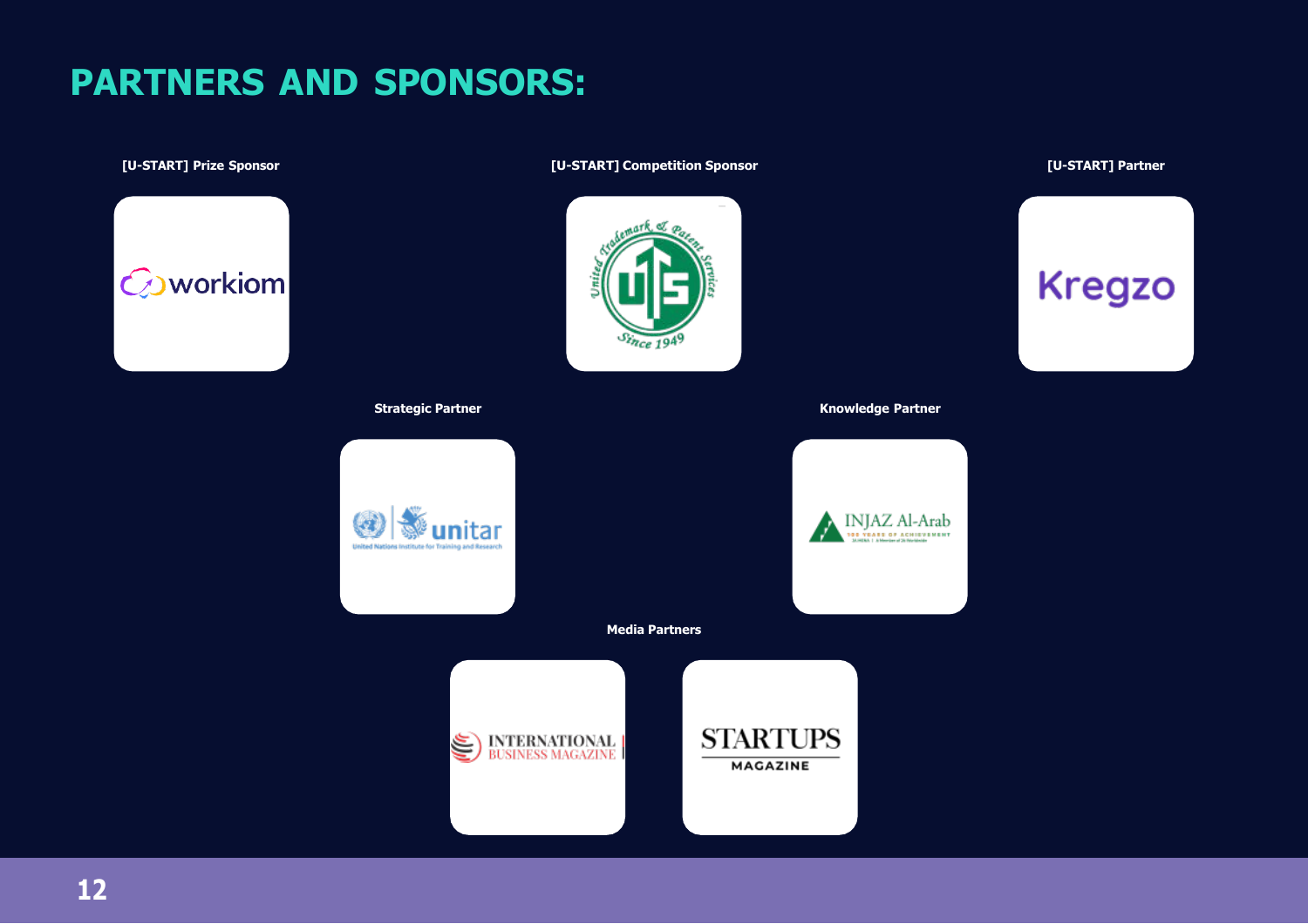# PARTNERS AND SPONSORS:

**[U-START] Prize Sponsor**

workiom

**[U-START] Competition Sponsor**

United Trademark & Patent Services — UTS — Since 1949

**[U-START] Partner**

Kregzo

**Strategic Partner**

unitar — United Nations Institute for Training and Research

**Knowledge Partner**

INJAZ Al-Arab

**Media Partners**

INTERNATIONAL BUSINESS MAGAZINE

STARTUPS MAGAZINE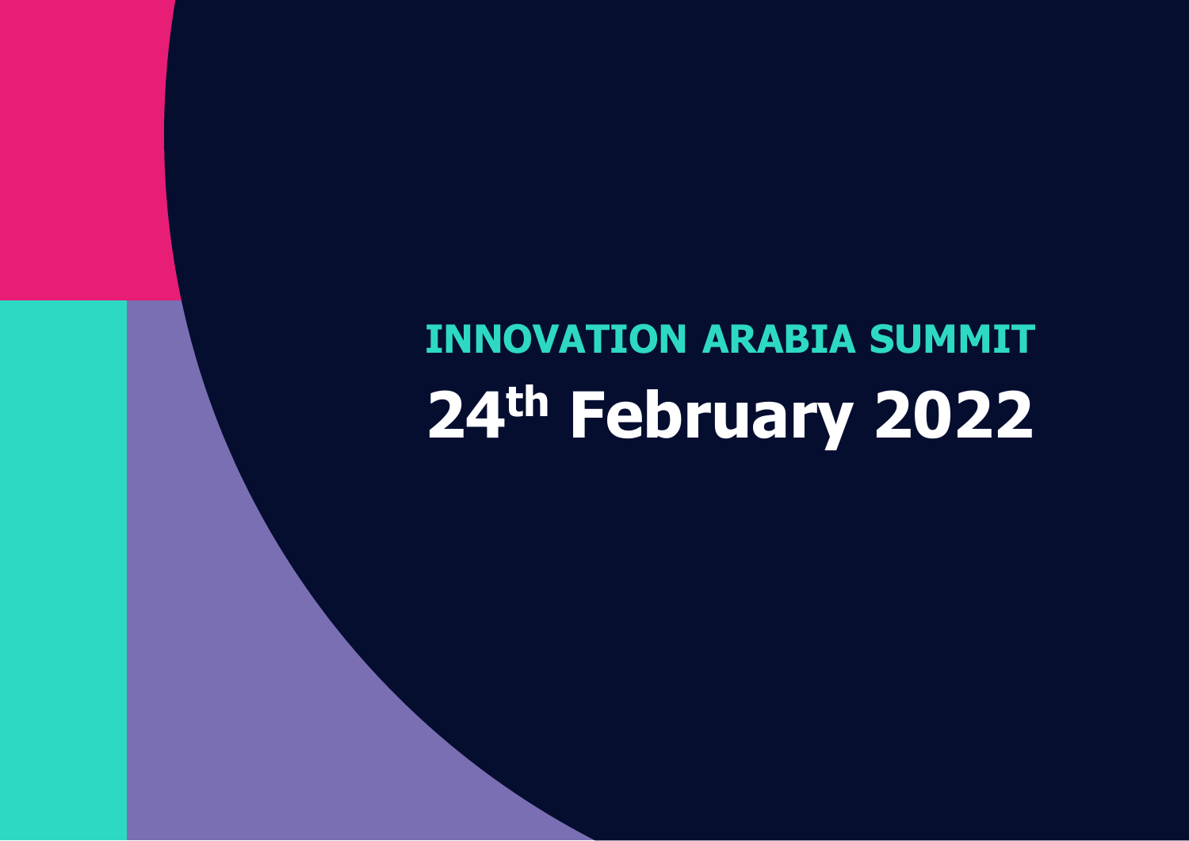# INNOVATION ARABIA SUMMIT

# 24th February 2022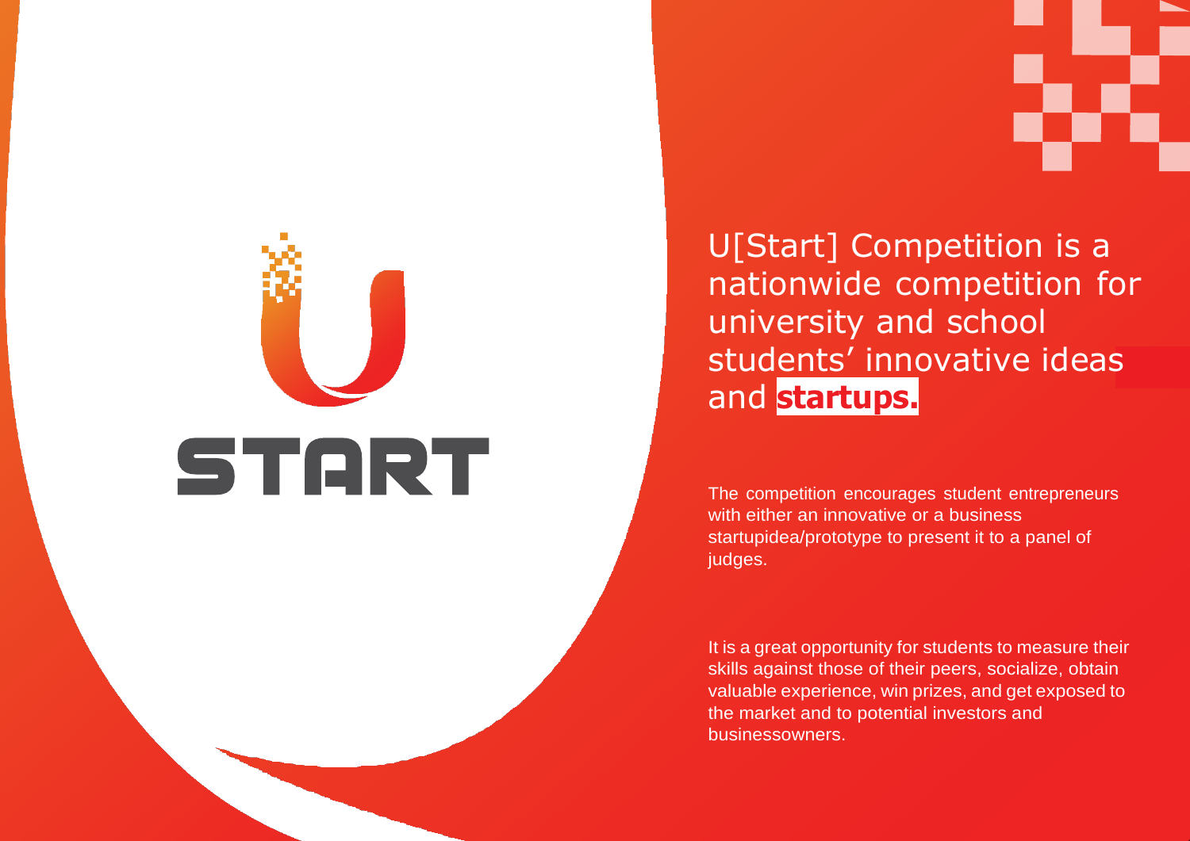U[Start]

U[Start] Competition is a nationwide competition for university and school students' innovative ideas and **startups.**

The competition encourages student entrepreneurs with either an innovative or a business startupidea/prototype to present it to a panel of judges.

It is a great opportunity for students to measure their skills against those of their peers, socialize, obtain valuable experience, win prizes, and get exposed to the market and to potential investors and businessowners.